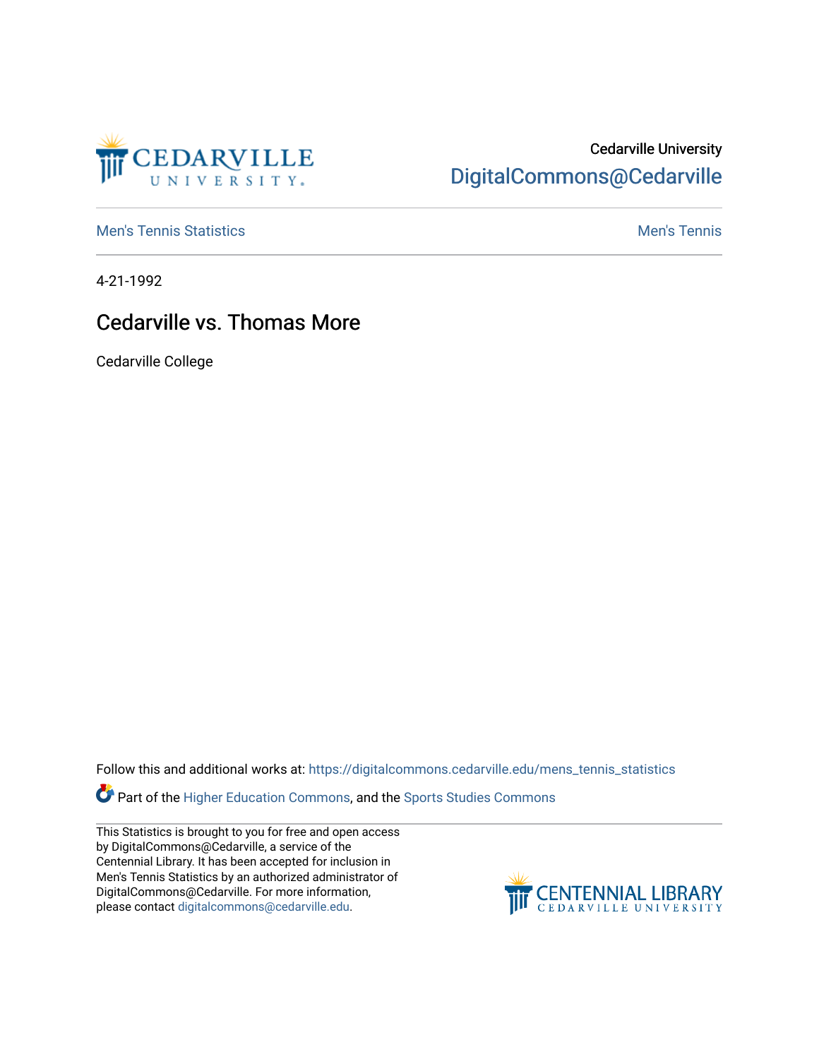Cedarville University

DigitalCommons@Cedarville

Men's Tennis Statistics

Men's Tennis

4-21-1992

# Cedarville vs. Thomas More

Cedarville College

Follow this and additional works at: https://digitalcommons.cedarville.edu/mens_tennis_statistics

Part of the Higher Education Commons, and the Sports Studies Commons

This Statistics is brought to you for free and open access by DigitalCommons@Cedarville, a service of the Centennial Library. It has been accepted for inclusion in Men's Tennis Statistics by an authorized administrator of DigitalCommons@Cedarville. For more information, please contact digitalcommons@cedarville.edu.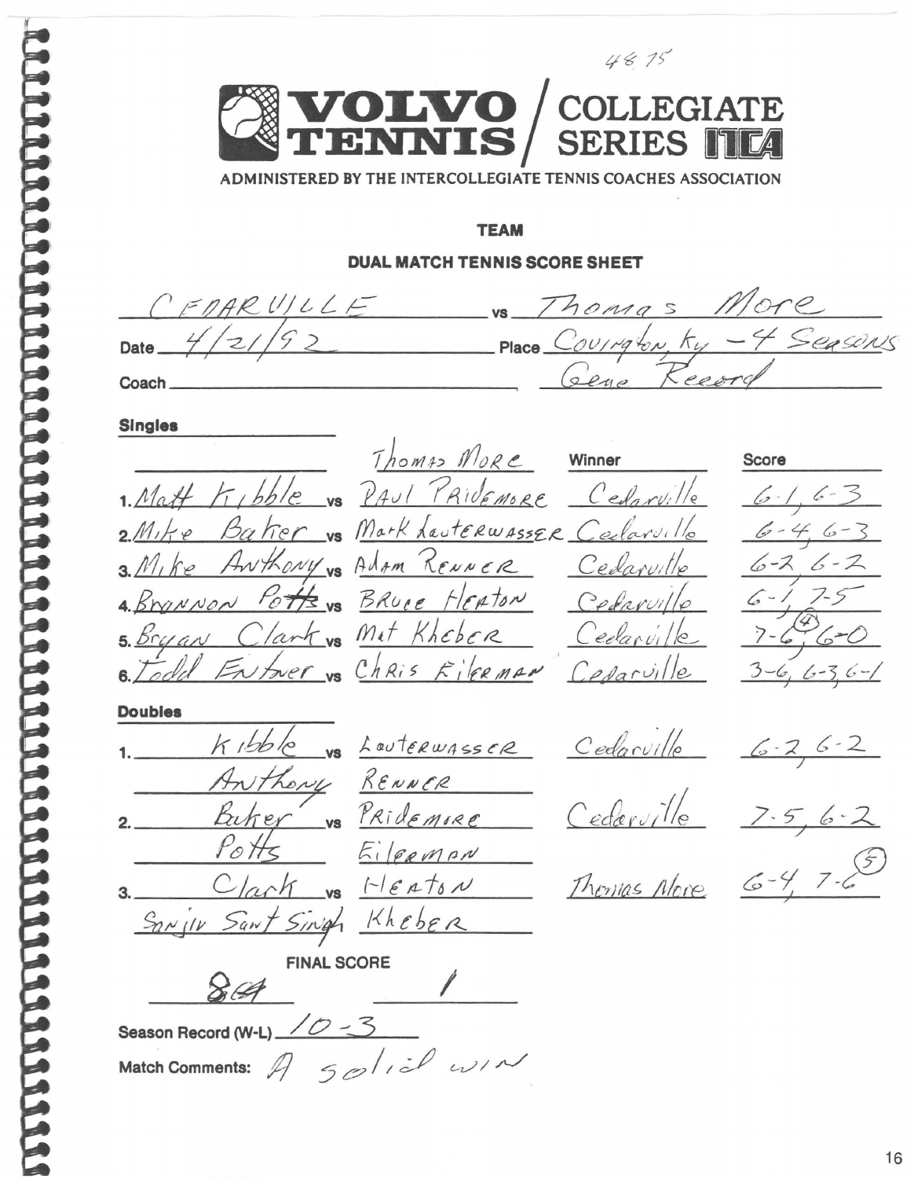48 75

# VOLVO TENNIS / COLLEGIATE SERIES ITCA

ADMINISTERED BY THE INTERCOLLEGIATE TENNIS COACHES ASSOCIATION

**TEAM**

**DUAL MATCH TENNIS SCORE SHEET**

CEDARVILLE vs Thomas More

Date 4/21/92 Place Covington, Ky - 4 Seasons

Coach Gene Record

**Singles**

| | Thomas More | Winner | Score |
|---|---|---|---|
| 1. Matt Kibble vs | Paul Pridemore | Cedarville | 6-1, 6-3 |
| 2. Mike Baker vs | Mark Lauterwasser | Cedarville | 6-4, 6-3 |
| 3. Mike Anthony vs | Adam Renner | Cedarville | 6-2, 6-2 |
| 4. Brannon Potts vs | Bruce Heaton | Cedarville | 6-1, 7-5 |
| 5. Bryan Clark vs | Mat Kheber | Cedarville | 7-6 (4), 6-0 |
| 6. Todd Entner vs | Chris Eilerman | Cedarville | 3-6, 6-3, 6-1 |

**Doubles**

| | | Winner | Score |
|---|---|---|---|
| 1. Kibble / Anthony vs | Lauterwasser / Renner | Cedarville | 6-2, 6-2 |
| 2. Baker / Potts vs | Pridemore / Eilerman | Cedarville | 7-5, 6-2 |
| 3. Clark / Sanjiv Sant Singh vs | Heaton / Kheber | Thomas More | 6-4, 7-6 (5) |

**FINAL SCORE**

8 1

Season Record (W-L) 10-3

Match Comments: A solid win